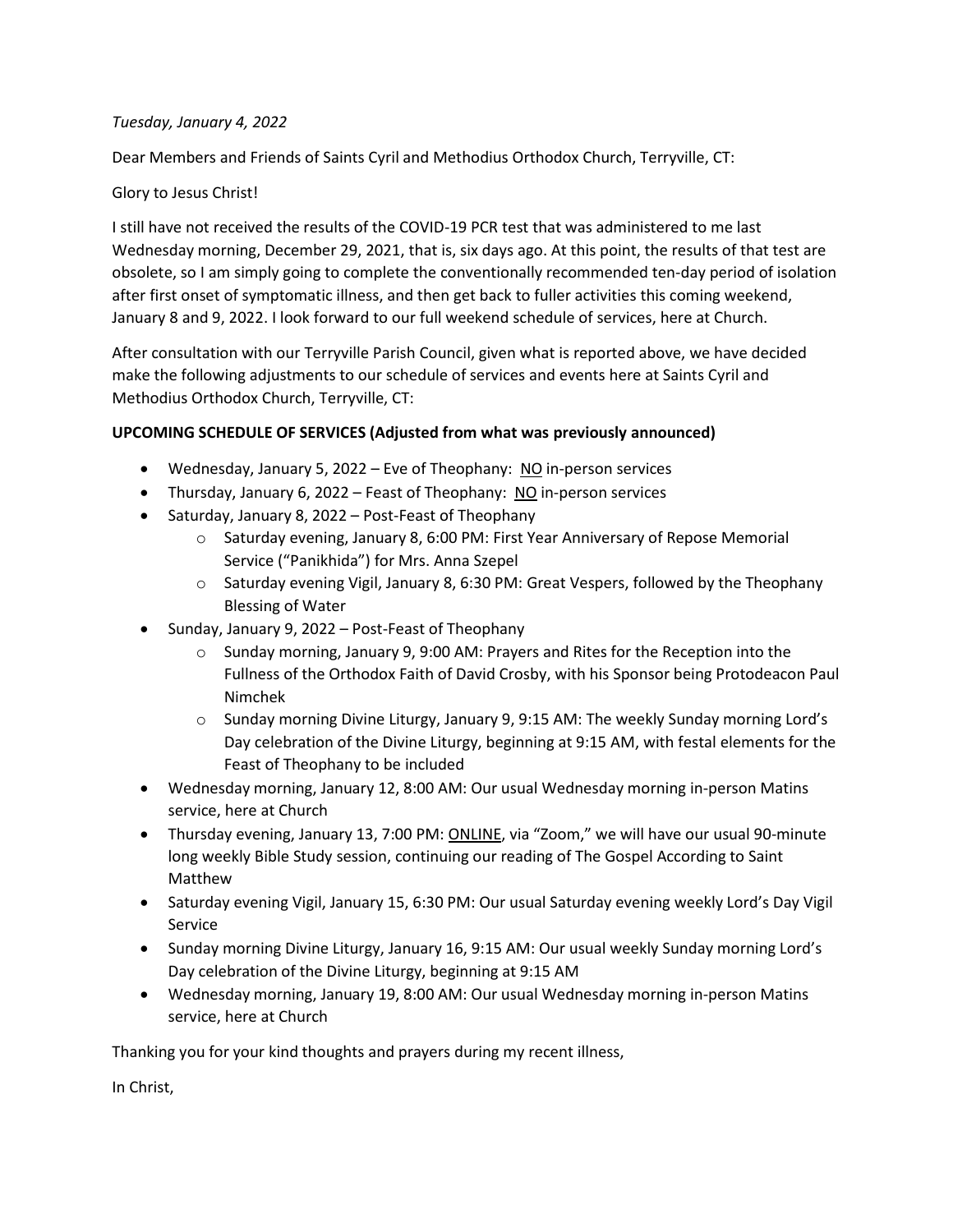*Tuesday, January 4, 2022*

Dear Members and Friends of Saints Cyril and Methodius Orthodox Church, Terryville, CT:

Glory to Jesus Christ!

I still have not received the results of the COVID-19 PCR test that was administered to me last Wednesday morning, December 29, 2021, that is, six days ago. At this point, the results of that test are obsolete, so I am simply going to complete the conventionally recommended ten-day period of isolation after first onset of symptomatic illness, and then get back to fuller activities this coming weekend, January 8 and 9, 2022. I look forward to our full weekend schedule of services, here at Church.

After consultation with our Terryville Parish Council, given what is reported above, we have decided make the following adjustments to our schedule of services and events here at Saints Cyril and Methodius Orthodox Church, Terryville, CT:

**UPCOMING SCHEDULE OF SERVICES (Adjusted from what was previously announced)**

- Wednesday, January 5, 2022 – Eve of Theophany: <u>NO</u> in-person services
- Thursday, January 6, 2022 – Feast of Theophany: <u>NO</u> in-person services
- Saturday, January 8, 2022 – Post-Feast of Theophany
    - Saturday evening, January 8, 6:00 PM: First Year Anniversary of Repose Memorial Service ("Panikhida") for Mrs. Anna Szepel
    - Saturday evening Vigil, January 8, 6:30 PM: Great Vespers, followed by the Theophany Blessing of Water
- Sunday, January 9, 2022 – Post-Feast of Theophany
    - Sunday morning, January 9, 9:00 AM: Prayers and Rites for the Reception into the Fullness of the Orthodox Faith of David Crosby, with his Sponsor being Protodeacon Paul Nimchek
    - Sunday morning Divine Liturgy, January 9, 9:15 AM: The weekly Sunday morning Lord's Day celebration of the Divine Liturgy, beginning at 9:15 AM, with festal elements for the Feast of Theophany to be included
- Wednesday morning, January 12, 8:00 AM: Our usual Wednesday morning in-person Matins service, here at Church
- Thursday evening, January 13, 7:00 PM: <u>ONLINE</u>, via "Zoom," we will have our usual 90-minute long weekly Bible Study session, continuing our reading of The Gospel According to Saint Matthew
- Saturday evening Vigil, January 15, 6:30 PM: Our usual Saturday evening weekly Lord's Day Vigil Service
- Sunday morning Divine Liturgy, January 16, 9:15 AM: Our usual weekly Sunday morning Lord's Day celebration of the Divine Liturgy, beginning at 9:15 AM
- Wednesday morning, January 19, 8:00 AM: Our usual Wednesday morning in-person Matins service, here at Church

Thanking you for your kind thoughts and prayers during my recent illness,

In Christ,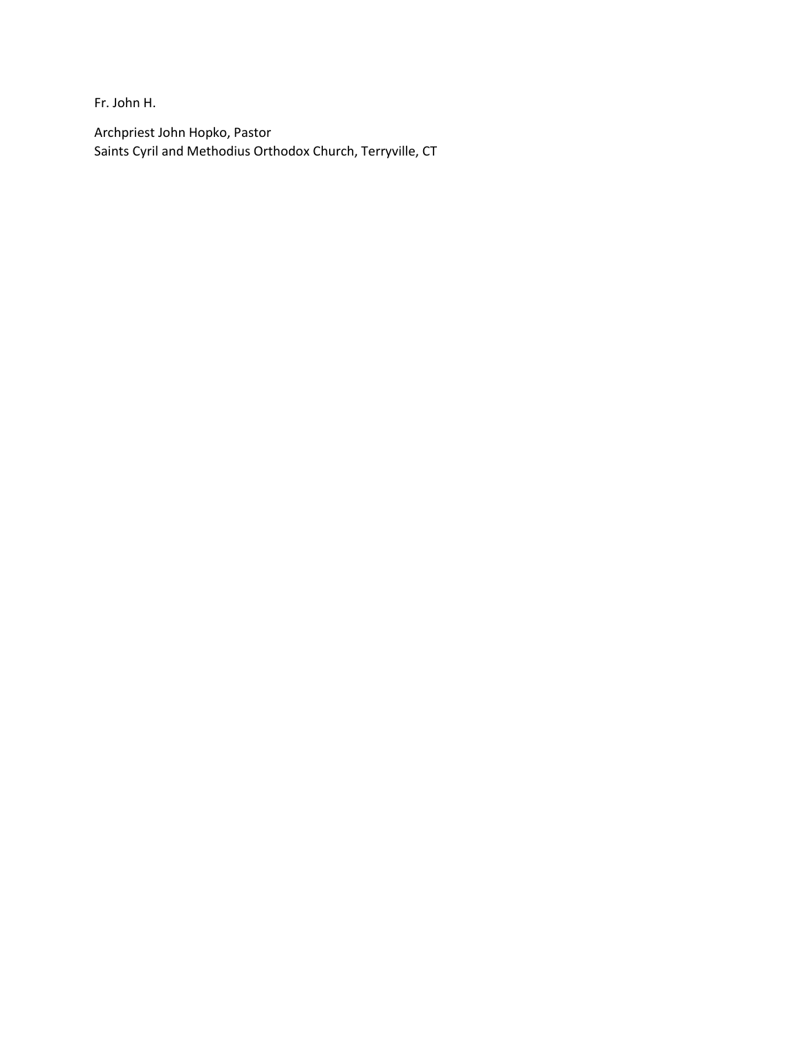Fr. John H.

Archpriest John Hopko, Pastor
Saints Cyril and Methodius Orthodox Church, Terryville, CT